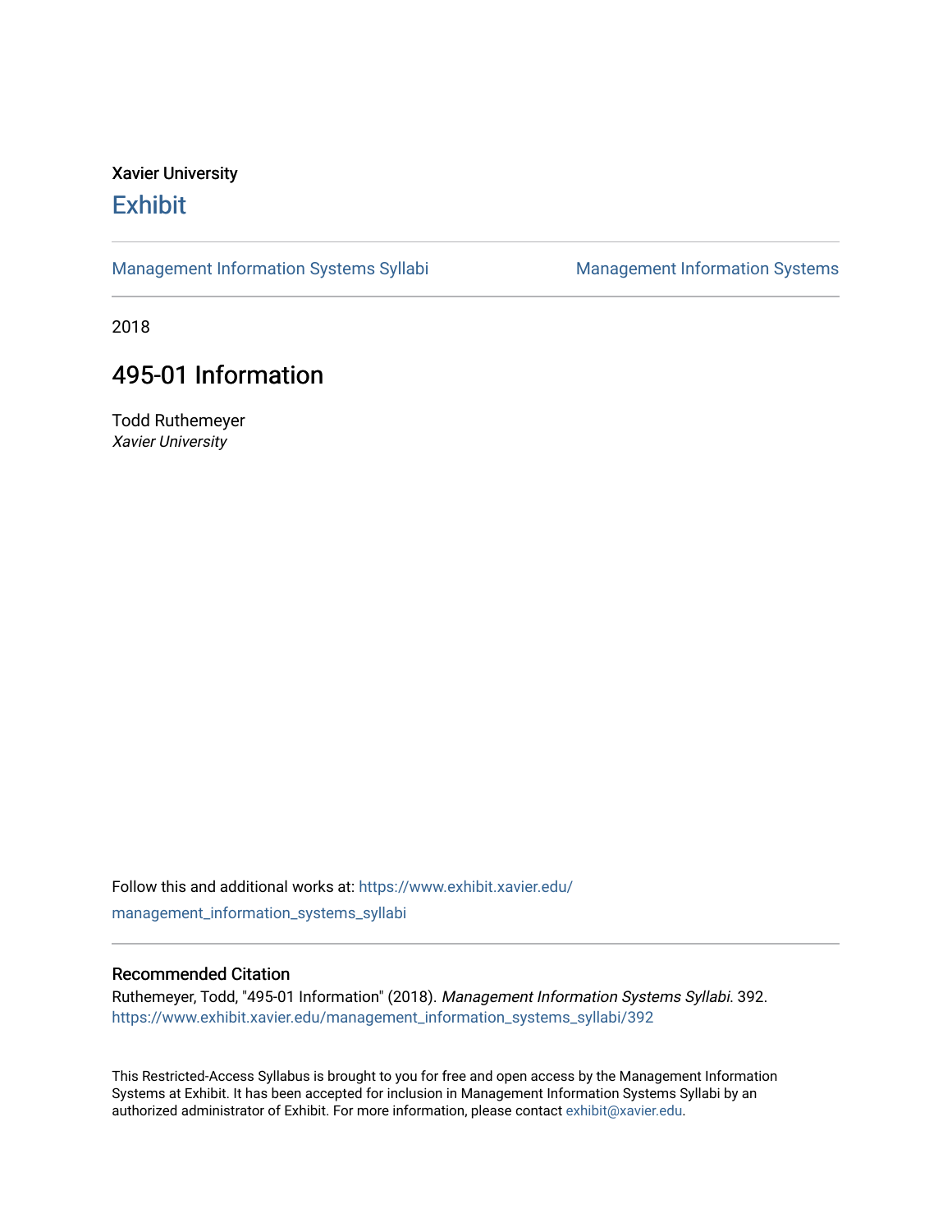Xavier University

# Exhibit

Management Information Systems Syllabi | Management Information Systems

2018

## 495-01 Information

Todd Ruthemeyer
*Xavier University*

Follow this and additional works at: https://www.exhibit.xavier.edu/management_information_systems_syllabi

### Recommended Citation

Ruthemeyer, Todd, "495-01 Information" (2018). *Management Information Systems Syllabi*. 392.
https://www.exhibit.xavier.edu/management_information_systems_syllabi/392

This Restricted-Access Syllabus is brought to you for free and open access by the Management Information Systems at Exhibit. It has been accepted for inclusion in Management Information Systems Syllabi by an authorized administrator of Exhibit. For more information, please contact exhibit@xavier.edu.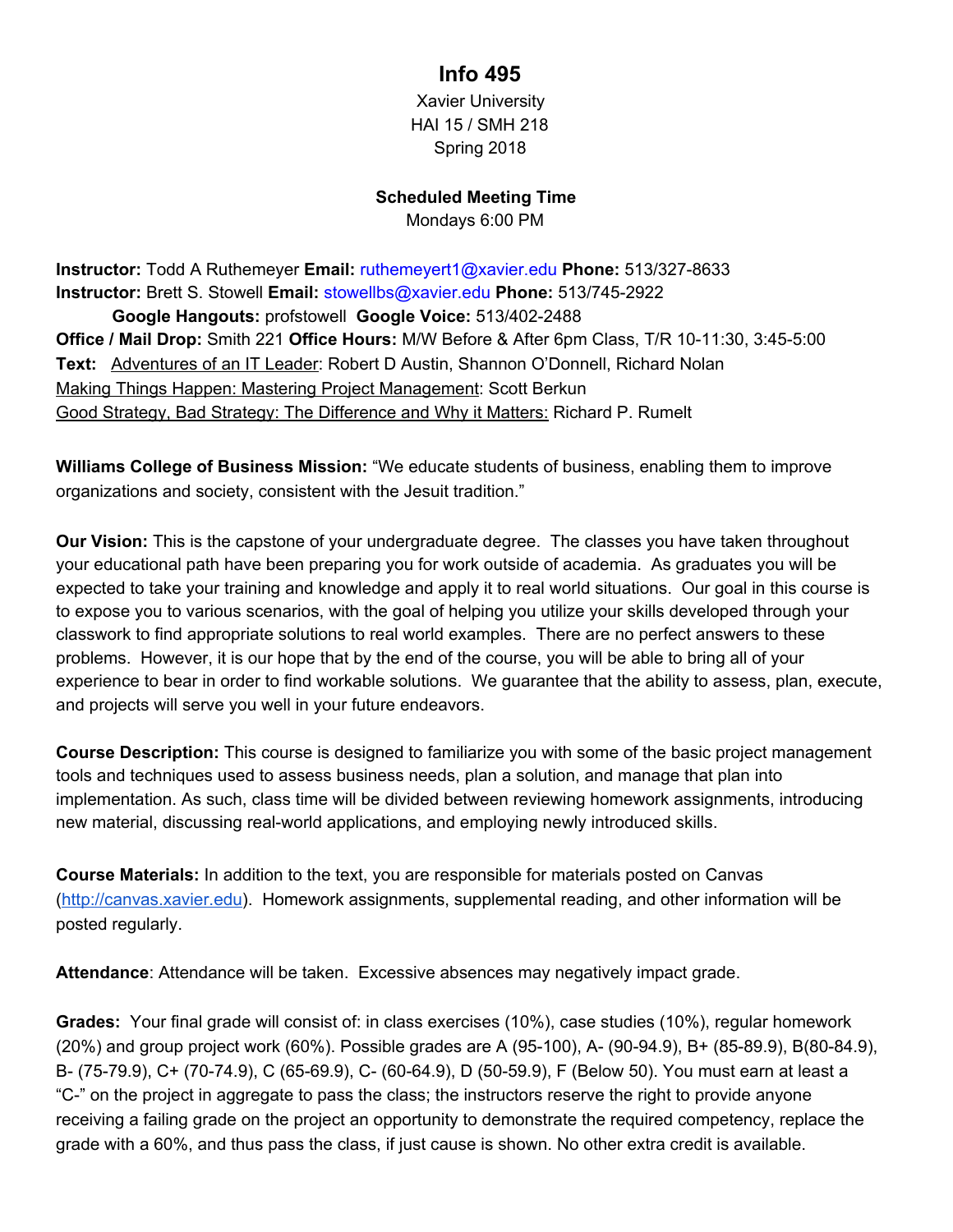# Info 495

Xavier University
HAI 15 / SMH 218
Spring 2018

**Scheduled Meeting Time**
Mondays 6:00 PM

**Instructor:** Todd A Ruthemeyer **Email:** ruthemeyert1@xavier.edu **Phone:** 513/327-8633
**Instructor:** Brett S. Stowell **Email:** stowellbs@xavier.edu **Phone:** 513/745-2922
**Google Hangouts:** profstowell **Google Voice:** 513/402-2488
**Office / Mail Drop:** Smith 221 **Office Hours:** M/W Before & After 6pm Class, T/R 10-11:30, 3:45-5:00
**Text:** Adventures of an IT Leader: Robert D Austin, Shannon O'Donnell, Richard Nolan
Making Things Happen: Mastering Project Management: Scott Berkun
Good Strategy, Bad Strategy: The Difference and Why it Matters: Richard P. Rumelt

**Williams College of Business Mission:** "We educate students of business, enabling them to improve organizations and society, consistent with the Jesuit tradition."

**Our Vision:** This is the capstone of your undergraduate degree. The classes you have taken throughout your educational path have been preparing you for work outside of academia. As graduates you will be expected to take your training and knowledge and apply it to real world situations. Our goal in this course is to expose you to various scenarios, with the goal of helping you utilize your skills developed through your classwork to find appropriate solutions to real world examples. There are no perfect answers to these problems. However, it is our hope that by the end of the course, you will be able to bring all of your experience to bear in order to find workable solutions. We guarantee that the ability to assess, plan, execute, and projects will serve you well in your future endeavors.

**Course Description:** This course is designed to familiarize you with some of the basic project management tools and techniques used to assess business needs, plan a solution, and manage that plan into implementation. As such, class time will be divided between reviewing homework assignments, introducing new material, discussing real-world applications, and employing newly introduced skills.

**Course Materials:** In addition to the text, you are responsible for materials posted on Canvas (http://canvas.xavier.edu). Homework assignments, supplemental reading, and other information will be posted regularly.

**Attendance**: Attendance will be taken. Excessive absences may negatively impact grade.

**Grades:** Your final grade will consist of: in class exercises (10%), case studies (10%), regular homework (20%) and group project work (60%). Possible grades are A (95-100), A- (90-94.9), B+ (85-89.9), B(80-84.9), B- (75-79.9), C+ (70-74.9), C (65-69.9), C- (60-64.9), D (50-59.9), F (Below 50). You must earn at least a "C-" on the project in aggregate to pass the class; the instructors reserve the right to provide anyone receiving a failing grade on the project an opportunity to demonstrate the required competency, replace the grade with a 60%, and thus pass the class, if just cause is shown. No other extra credit is available.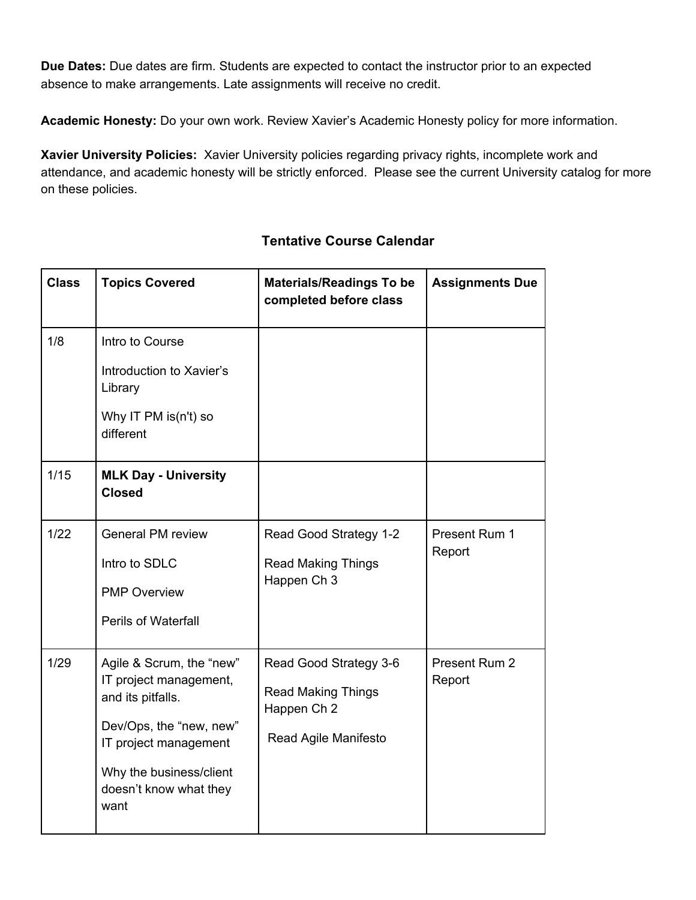**Due Dates:** Due dates are firm. Students are expected to contact the instructor prior to an expected absence to make arrangements. Late assignments will receive no credit.

**Academic Honesty:** Do your own work. Review Xavier's Academic Honesty policy for more information.

**Xavier University Policies:** Xavier University policies regarding privacy rights, incomplete work and attendance, and academic honesty will be strictly enforced. Please see the current University catalog for more on these policies.

## Tentative Course Calendar

| Class | Topics Covered | Materials/Readings To be completed before class | Assignments Due |
|---|---|---|---|
| 1/8 | Intro to Course<br><br>Introduction to Xavier's Library<br><br>Why IT PM is(n't) so different | | |
| 1/15 | **MLK Day - University Closed** | | |
| 1/22 | General PM review<br><br>Intro to SDLC<br><br>PMP Overview<br><br>Perils of Waterfall | Read Good Strategy 1-2<br><br>Read Making Things Happen Ch 3 | Present Rum 1 Report |
| 1/29 | Agile & Scrum, the "new" IT project management, and its pitfalls.<br><br>Dev/Ops, the "new, new" IT project management<br><br>Why the business/client doesn't know what they want | Read Good Strategy 3-6<br><br>Read Making Things Happen Ch 2<br><br>Read Agile Manifesto | Present Rum 2 Report |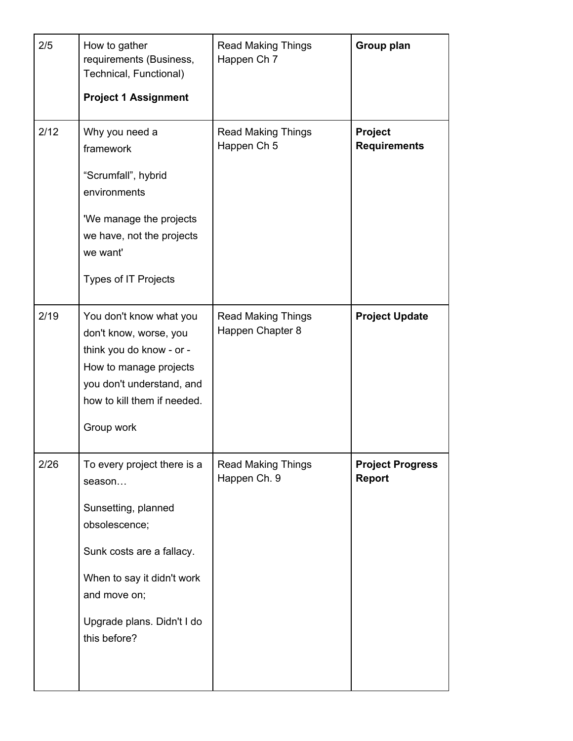| | | | |
|---|---|---|---|
| 2/5 | How to gather requirements (Business, Technical, Functional)<br><br>**Project 1 Assignment** | Read Making Things Happen Ch 7 | **Group plan** |
| 2/12 | Why you need a framework<br><br>“Scrumfall”, hybrid environments<br><br>'We manage the projects we have, not the projects we want'<br><br>Types of IT Projects | Read Making Things Happen Ch 5 | **Project Requirements** |
| 2/19 | You don't know what you don't know, worse, you think you do know - or - How to manage projects you don't understand, and how to kill them if needed.<br><br>Group work | Read Making Things Happen Chapter 8 | **Project Update** |
| 2/26 | To every project there is a season…<br><br>Sunsetting, planned obsolescence;<br><br>Sunk costs are a fallacy.<br><br>When to say it didn't work and move on;<br><br>Upgrade plans. Didn't I do this before? | Read Making Things Happen Ch. 9 | **Project Progress Report** |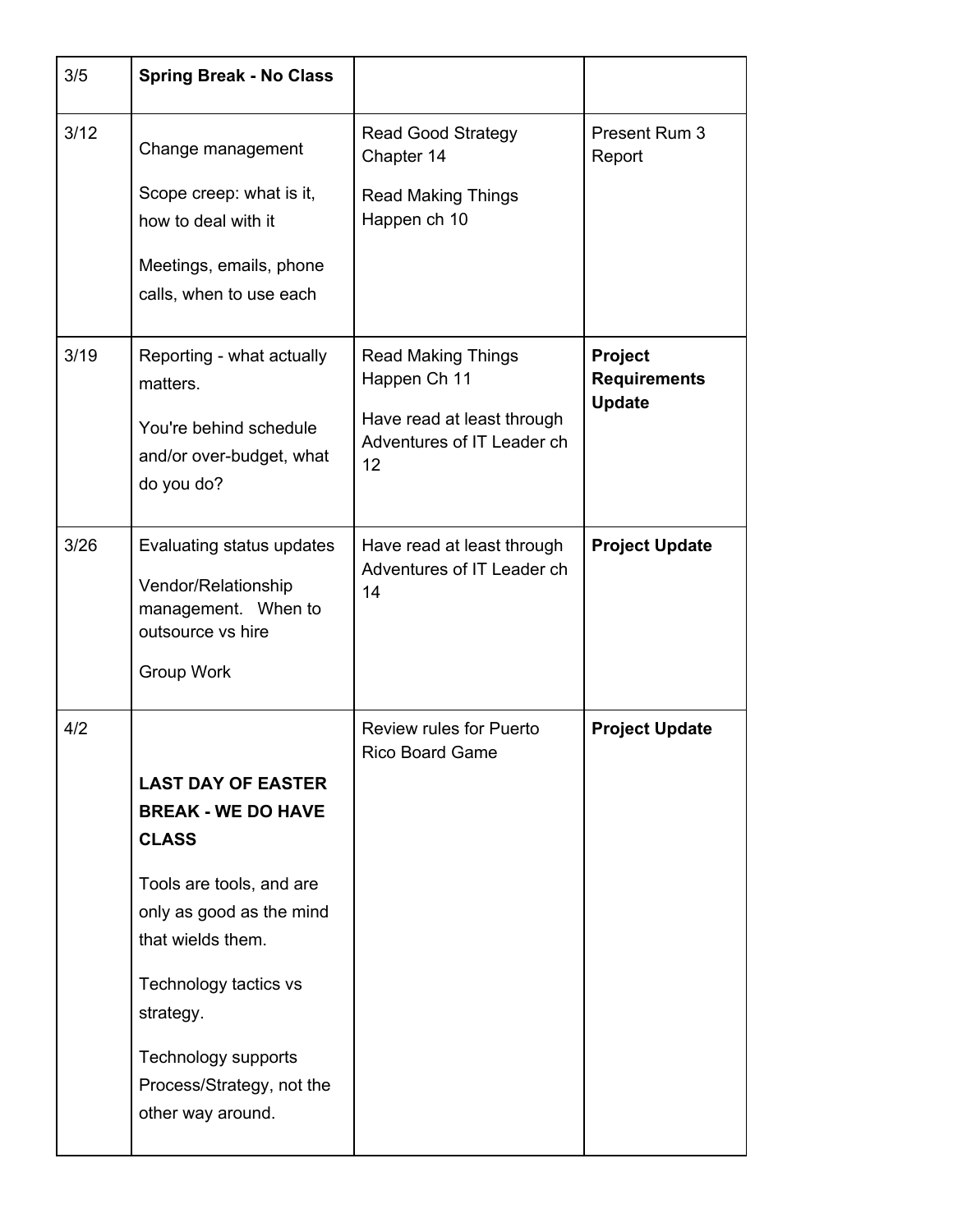| 3/5 | **Spring Break - No Class** | | |
|---|---|---|---|
| 3/12 | Change management<br><br>Scope creep: what is it, how to deal with it<br><br>Meetings, emails, phone calls, when to use each | Read Good Strategy Chapter 14<br><br>Read Making Things Happen ch 10 | Present Rum 3 Report |
| 3/19 | Reporting - what actually matters.<br><br>You're behind schedule and/or over-budget, what do you do? | Read Making Things Happen Ch 11<br><br>Have read at least through Adventures of IT Leader ch 12 | **Project Requirements Update** |
| 3/26 | Evaluating status updates<br><br>Vendor/Relationship management. When to outsource vs hire<br><br>Group Work | Have read at least through Adventures of IT Leader ch 14 | **Project Update** |
| 4/2 | **LAST DAY OF EASTER BREAK - WE DO HAVE CLASS**<br><br>Tools are tools, and are only as good as the mind that wields them.<br><br>Technology tactics vs strategy.<br><br>Technology supports Process/Strategy, not the other way around. | Review rules for Puerto Rico Board Game | **Project Update** |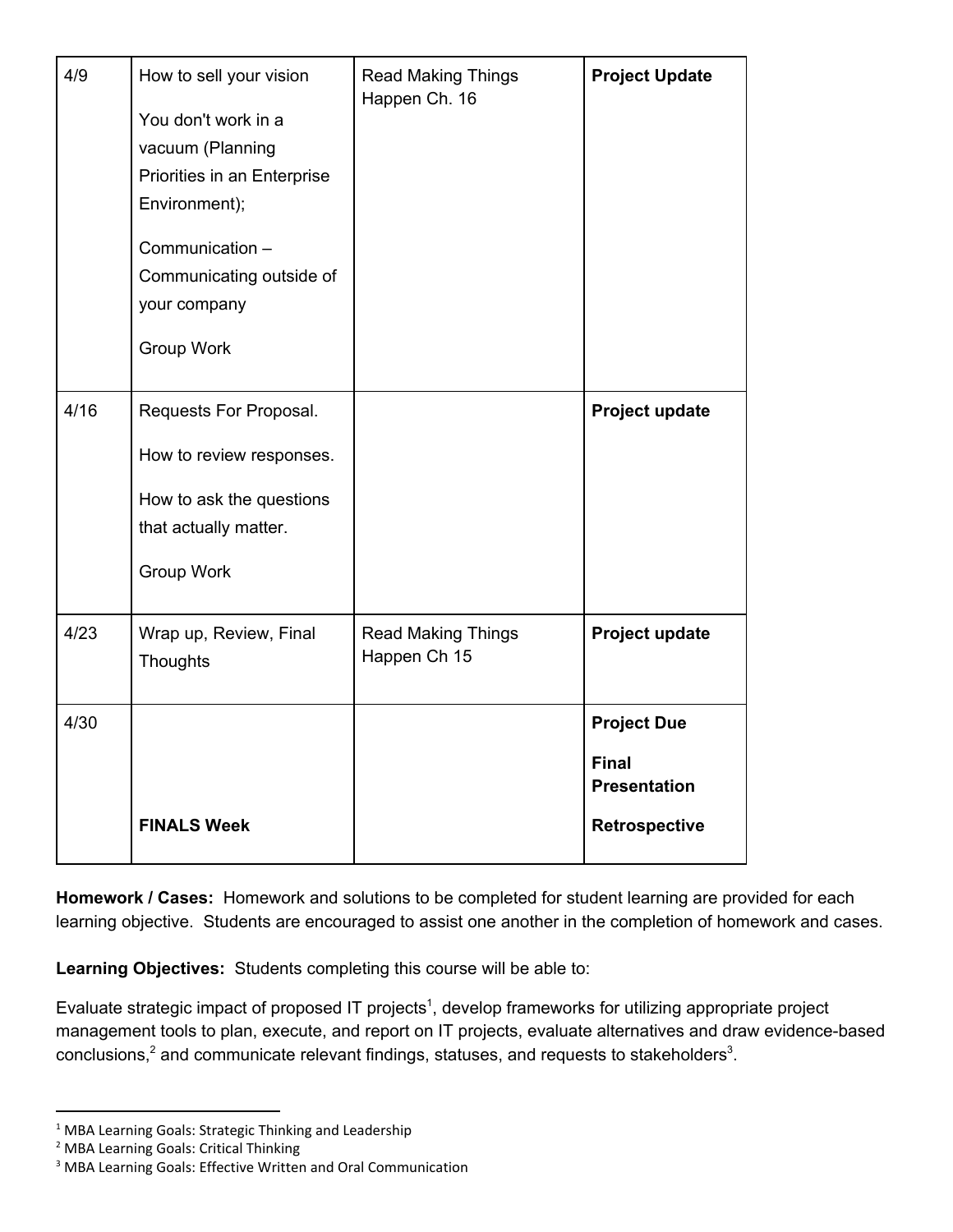| | | | |
|---|---|---|---|
| 4/9 | How to sell your vision<br><br>You don't work in a vacuum (Planning Priorities in an Enterprise Environment);<br><br>Communication – Communicating outside of your company<br><br>Group Work | Read Making Things Happen Ch. 16 | **Project Update** |
| 4/16 | Requests For Proposal.<br><br>How to review responses.<br><br>How to ask the questions that actually matter.<br><br>Group Work | | **Project update** |
| 4/23 | Wrap up, Review, Final Thoughts | Read Making Things Happen Ch 15 | **Project update** |
| 4/30 | **FINALS Week** | | **Project Due**<br><br>**Final Presentation**<br><br>**Retrospective** |

**Homework / Cases:** Homework and solutions to be completed for student learning are provided for each learning objective. Students are encouraged to assist one another in the completion of homework and cases.

**Learning Objectives:** Students completing this course will be able to:

Evaluate strategic impact of proposed IT projects[1], develop frameworks for utilizing appropriate project management tools to plan, execute, and report on IT projects, evaluate alternatives and draw evidence-based conclusions,[2] and communicate relevant findings, statuses, and requests to stakeholders[3].

---

[1] MBA Learning Goals: Strategic Thinking and Leadership

[2] MBA Learning Goals: Critical Thinking

[3] MBA Learning Goals: Effective Written and Oral Communication